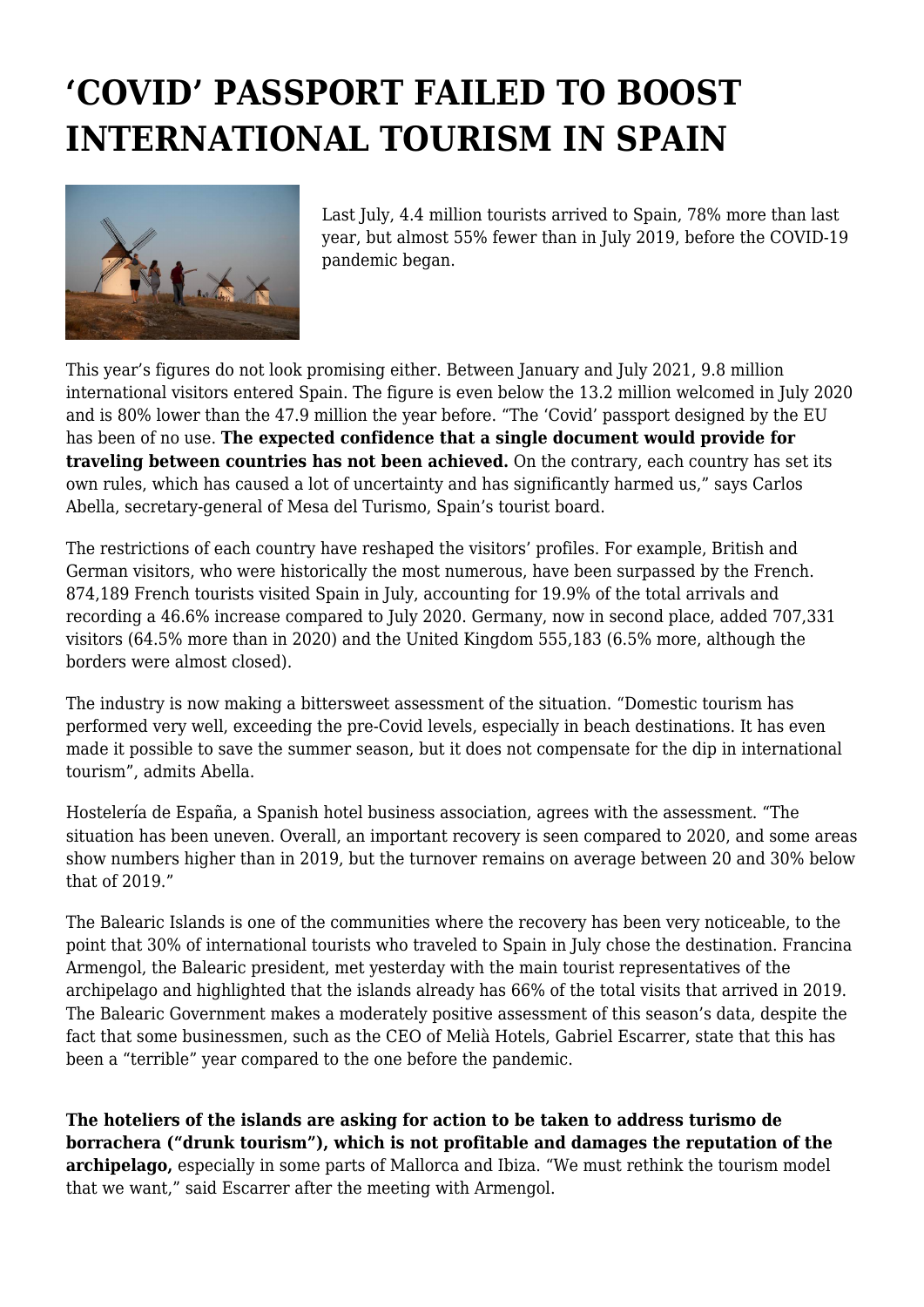# 'COVID' PASSPORT FAILED TO BOOST INTERNATIONAL TOURISM IN SPAIN

Last July, 4.4 million tourists arrived to Spain, 78% more than last year, but almost 55% fewer than in July 2019, before the COVID-19 pandemic began.

This year's figures do not look promising either. Between January and July 2021, 9.8 million international visitors entered Spain. The figure is even below the 13.2 million welcomed in July 2020 and is 80% lower than the 47.9 million the year before. "The 'Covid' passport designed by the EU has been of no use. **The expected confidence that a single document would provide for traveling between countries has not been achieved.** On the contrary, each country has set its own rules, which has caused a lot of uncertainty and has significantly harmed us," says Carlos Abella, secretary-general of Mesa del Turismo, Spain's tourist board.

The restrictions of each country have reshaped the visitors' profiles. For example, British and German visitors, who were historically the most numerous, have been surpassed by the French. 874,189 French tourists visited Spain in July, accounting for 19.9% of the total arrivals and recording a 46.6% increase compared to July 2020. Germany, now in second place, added 707,331 visitors (64.5% more than in 2020) and the United Kingdom 555,183 (6.5% more, although the borders were almost closed).

The industry is now making a bittersweet assessment of the situation. "Domestic tourism has performed very well, exceeding the pre-Covid levels, especially in beach destinations. It has even made it possible to save the summer season, but it does not compensate for the dip in international tourism", admits Abella.

Hostelería de España, a Spanish hotel business association, agrees with the assessment. "The situation has been uneven. Overall, an important recovery is seen compared to 2020, and some areas show numbers higher than in 2019, but the turnover remains on average between 20 and 30% below that of 2019."

The Balearic Islands is one of the communities where the recovery has been very noticeable, to the point that 30% of international tourists who traveled to Spain in July chose the destination. Francina Armengol, the Balearic president, met yesterday with the main tourist representatives of the archipelago and highlighted that the islands already has 66% of the total visits that arrived in 2019. The Balearic Government makes a moderately positive assessment of this season's data, despite the fact that some businessmen, such as the CEO of Melià Hotels, Gabriel Escarrer, state that this has been a "terrible" year compared to the one before the pandemic.

**The hoteliers of the islands are asking for action to be taken to address turismo de borrachera ("drunk tourism"), which is not profitable and damages the reputation of the archipelago,** especially in some parts of Mallorca and Ibiza. "We must rethink the tourism model that we want," said Escarrer after the meeting with Armengol.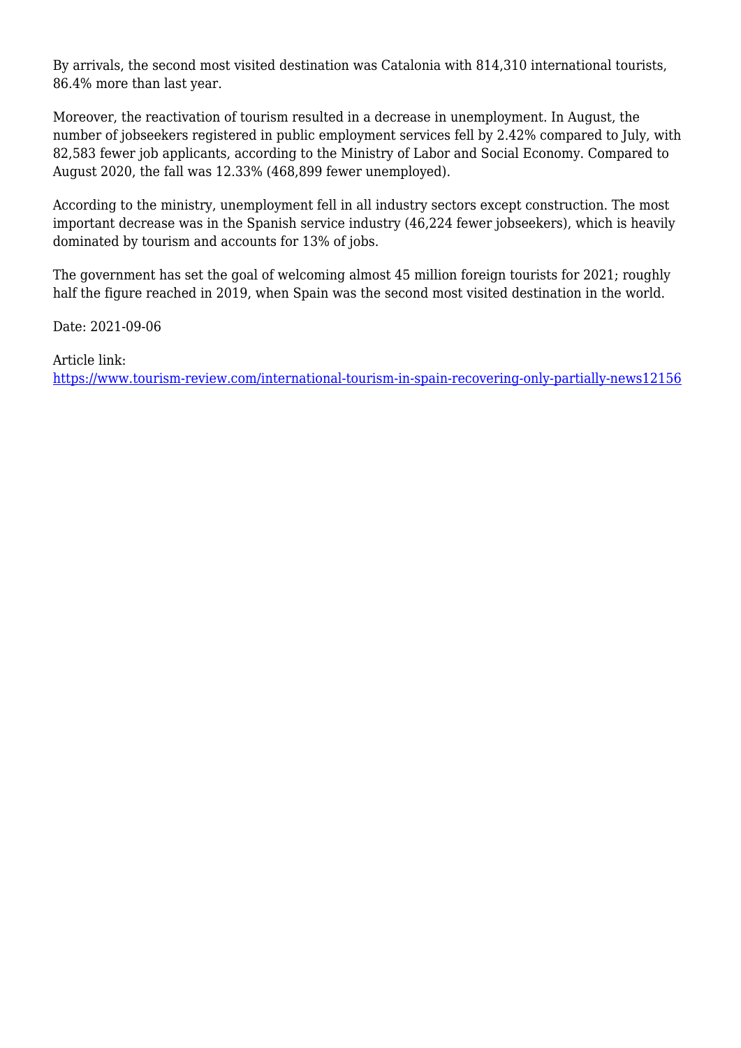By arrivals, the second most visited destination was Catalonia with 814,310 international tourists, 86.4% more than last year.

Moreover, the reactivation of tourism resulted in a decrease in unemployment. In August, the number of jobseekers registered in public employment services fell by 2.42% compared to July, with 82,583 fewer job applicants, according to the Ministry of Labor and Social Economy. Compared to August 2020, the fall was 12.33% (468,899 fewer unemployed).

According to the ministry, unemployment fell in all industry sectors except construction. The most important decrease was in the Spanish service industry (46,224 fewer jobseekers), which is heavily dominated by tourism and accounts for 13% of jobs.

The government has set the goal of welcoming almost 45 million foreign tourists for 2021; roughly half the figure reached in 2019, when Spain was the second most visited destination in the world.

Date: 2021-09-06

Article link:
[https://www.tourism-review.com/international-tourism-in-spain-recovering-only-partially-news12156](https://www.tourism-review.com/international-tourism-in-spain-recovering-only-partially-news12156)